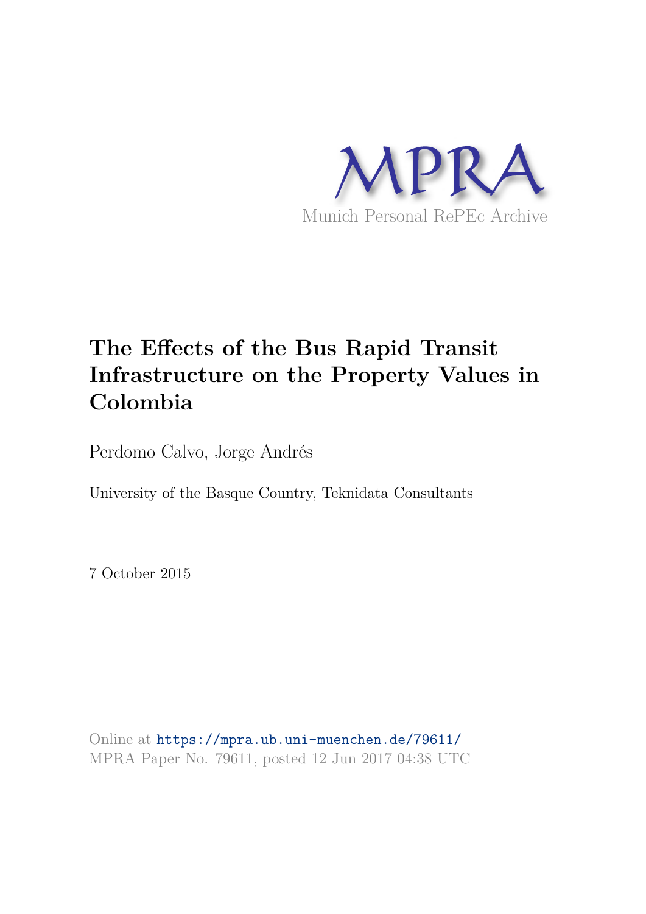MPRA

Munich Personal RePEc Archive

# The Effects of the Bus Rapid Transit Infrastructure on the Property Values in Colombia

Perdomo Calvo, Jorge Andrés

University of the Basque Country, Teknidata Consultants

7 October 2015

Online at https://mpra.ub.uni-muenchen.de/79611/
MPRA Paper No. 79611, posted 12 Jun 2017 04:38 UTC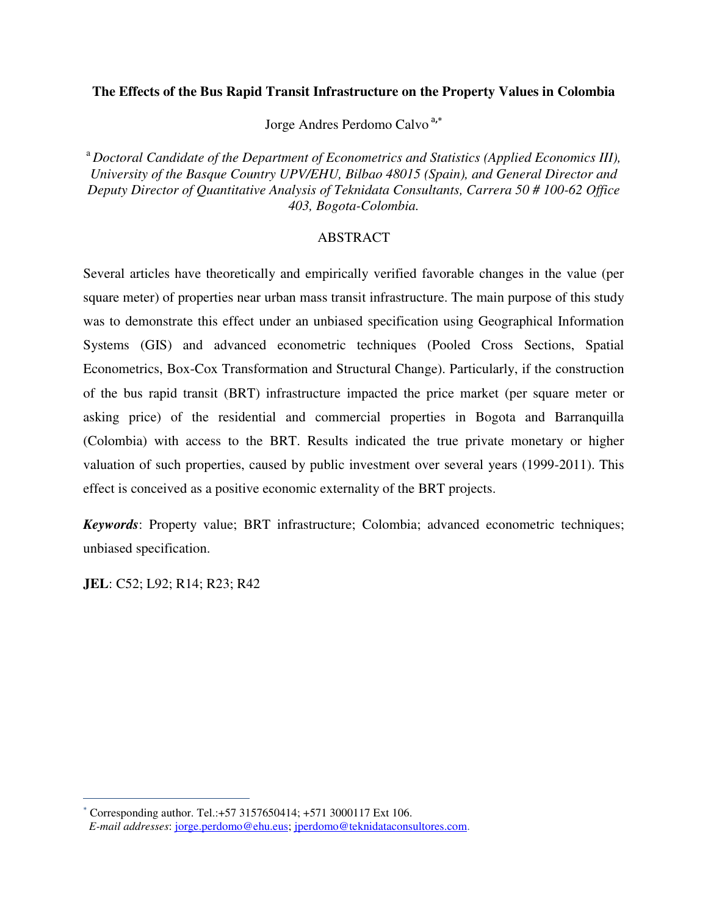**The Effects of the Bus Rapid Transit Infrastructure on the Property Values in Colombia**

Jorge Andres Perdomo Calvo [a,*]

[a] *Doctoral Candidate of the Department of Econometrics and Statistics (Applied Economics III), University of the Basque Country UPV/EHU, Bilbao 48015 (Spain), and General Director and Deputy Director of Quantitative Analysis of Teknidata Consultants, Carrera 50 # 100-62 Office 403, Bogota-Colombia.*

ABSTRACT

Several articles have theoretically and empirically verified favorable changes in the value (per square meter) of properties near urban mass transit infrastructure. The main purpose of this study was to demonstrate this effect under an unbiased specification using Geographical Information Systems (GIS) and advanced econometric techniques (Pooled Cross Sections, Spatial Econometrics, Box-Cox Transformation and Structural Change). Particularly, if the construction of the bus rapid transit (BRT) infrastructure impacted the price market (per square meter or asking price) of the residential and commercial properties in Bogota and Barranquilla (Colombia) with access to the BRT. Results indicated the true private monetary or higher valuation of such properties, caused by public investment over several years (1999-2011). This effect is conceived as a positive economic externality of the BRT projects.

***Keywords***: Property value; BRT infrastructure; Colombia; advanced econometric techniques; unbiased specification.

**JEL**: C52; L92; R14; R23; R42

[*] Corresponding author. Tel.:+57 3157650414; +571 3000117 Ext 106.
*E-mail addresses*: jorge.perdomo@ehu.eus; jperdomo@teknidataconsultores.com.